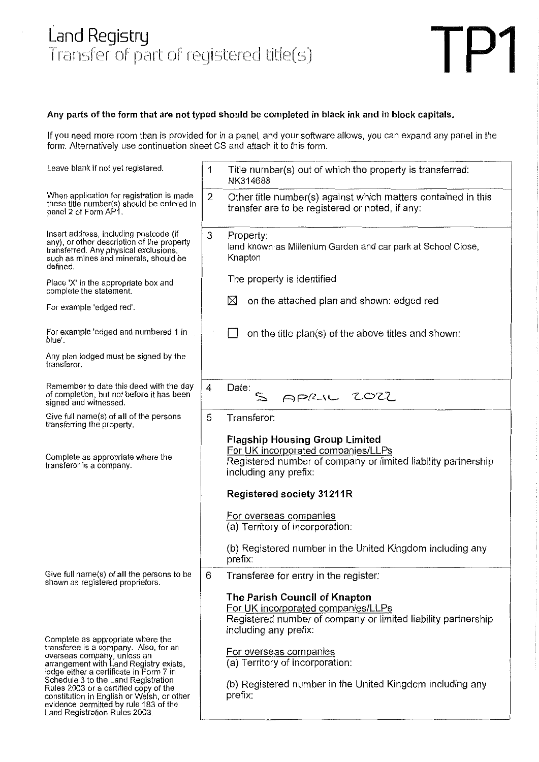# Land Registry
## Transfer of part of registered title(s)

# TP1

**Any parts of the form that are not typed should be completed in black ink and in block capitals.**

If you need more room than is provided for in a panel, and your software allows, you can expand any panel in the form. Alternatively use continuation sheet CS and attach it to this form.

| Guidance | Panel |
|---|---|
| Leave blank if not yet registered. | **1** Title number(s) out of which the property is transferred: NK314688 |
| When application for registration is made these title number(s) should be entered in panel 2 of Form AP1. | **2** Other title number(s) against which matters contained in this transfer are to be registered or noted, if any: |
| Insert address, including postcode (if any), or other description of the property transferred. Any physical exclusions, such as mines and minerals, should be defined. | **3** Property: land known as Millenium Garden and car park at School Close, Knapton |
| Place 'X' in the appropriate box and complete the statement. | The property is identified |
| For example 'edged red'. | ☒ on the attached plan and shown: edged red |
| For example 'edged and numbered 1 in blue'. | ☐ on the title plan(s) of the above titles and shown: |
| Any plan lodged must be signed by the transferor. | |
| Remember to date this deed with the day of completion, but not before it has been signed and witnessed. | **4** Date: 5 APRIL 2022 |
| Give full name(s) of all of the persons transferring the property. | **5** Transferor: **Flagship Housing Group Limited** |
| Complete as appropriate where the transferor is a company. | For UK incorporated companies/LLPs<br>Registered number of company or limited liability partnership including any prefix:<br>**Registered society 31211R**<br>For overseas companies<br>(a) Territory of incorporation:<br>(b) Registered number in the United Kingdom including any prefix: |
| Give full name(s) of all the persons to be shown as registered proprietors. | **6** Transferee for entry in the register: **The Parish Council of Knapton** |
| Complete as appropriate where the transferee is a company. Also, for an overseas company, unless an arrangement with Land Registry exists, lodge either a certificate in Form 7 in Schedule 3 to the Land Registration Rules 2003 or a certified copy of the constitution in English or Welsh, or other evidence permitted by rule 183 of the Land Registration Rules 2003. | For UK incorporated companies/LLPs<br>Registered number of company or limited liability partnership including any prefix:<br>For overseas companies<br>(a) Territory of incorporation:<br>(b) Registered number in the United Kingdom including any prefix: |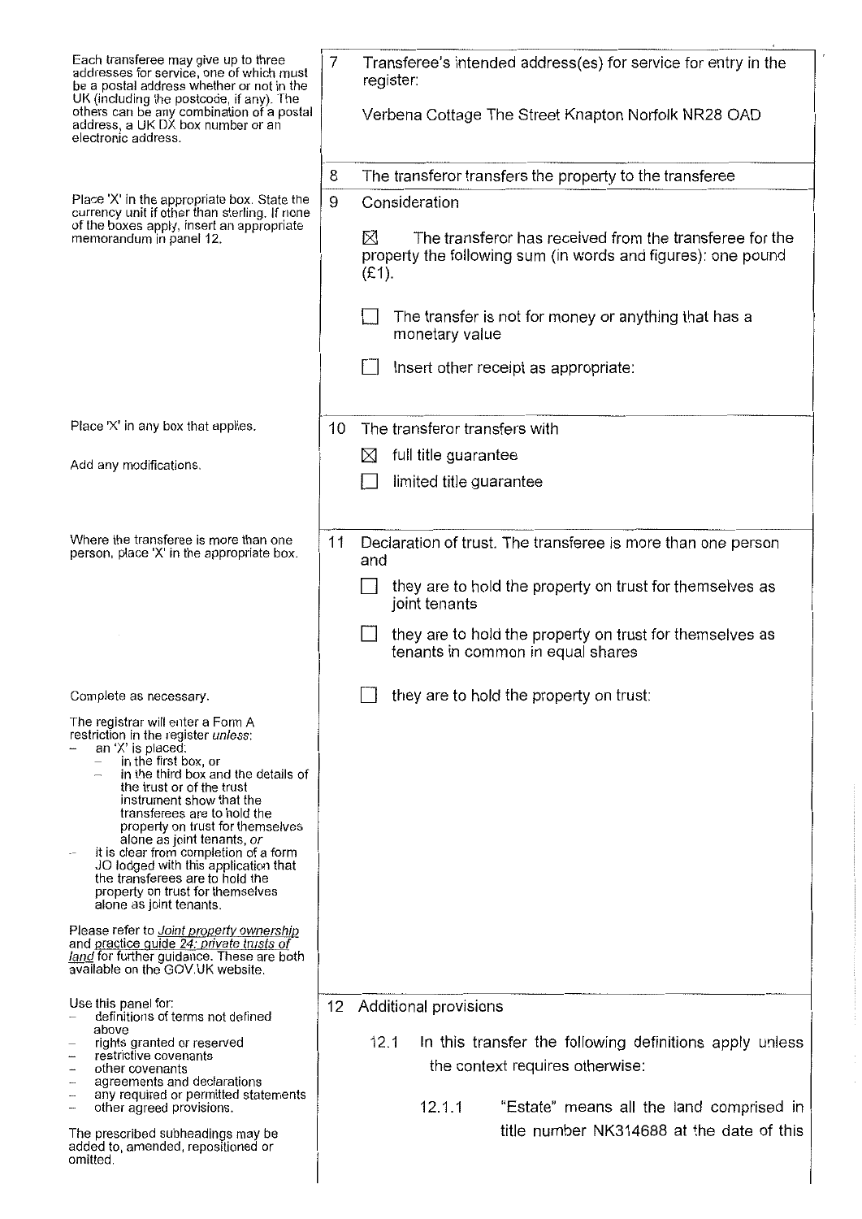Each transferee may give up to three addresses for service, one of which must be a postal address whether or not in the UK (including the postcode, if any). The others can be any combination of a postal address, a UK DX box number or an electronic address.

**7** Transferee's intended address(es) for service for entry in the register:

Verbena Cottage The Street Knapton Norfolk NR28 OAD

**8** The transferor transfers the property to the transferee

Place 'X' in the appropriate box. State the currency unit if other than sterling. If none of the boxes apply, insert an appropriate memorandum in panel 12.

**9** Consideration

☒ The transferor has received from the transferee for the property the following sum (in words and figures): one pound (£1).

☐ The transfer is not for money or anything that has a monetary value

☐ Insert other receipt as appropriate:

Place 'X' in any box that applies.

Add any modifications.

**10** The transferor transfers with

☒ full title guarantee

☐ limited title guarantee

Where the transferee is more than one person, place 'X' in the appropriate box.

**11** Declaration of trust. The transferee is more than one person and

☐ they are to hold the property on trust for themselves as joint tenants

☐ they are to hold the property on trust for themselves as tenants in common in equal shares

Complete as necessary.

☐ they are to hold the property on trust:

The registrar will enter a Form A restriction in the register *unless*:

- an 'X' is placed:
  - in the first box, or
  - in the third box and the details of the trust or of the trust instrument show that the transferees are to hold the property on trust for themselves alone as joint tenants, *or*
- it is clear from completion of a form JO lodged with this application that the transferees are to hold the property on trust for themselves alone as joint tenants.

Please refer to *Joint property ownership* and *practice guide 24: private trusts of land* for further guidance. These are both available on the GOV.UK website.

Use this panel for:

- definitions of terms not defined above
- rights granted or reserved
- restrictive covenants
- other covenants
- agreements and declarations
- any required or permitted statements
- other agreed provisions.

The prescribed subheadings may be added to, amended, repositioned or omitted.

**12** Additional provisions

12.1 In this transfer the following definitions apply unless the context requires otherwise:

12.1.1 "Estate" means all the land comprised in title number NK314688 at the date of this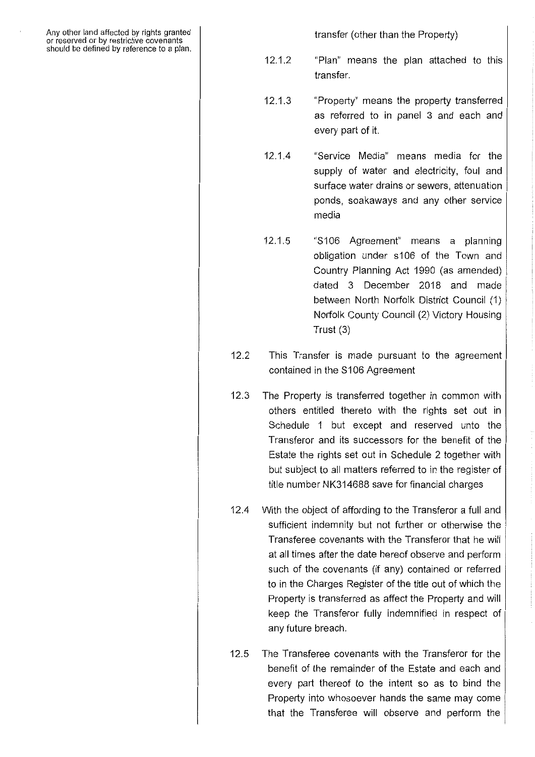Any other land affected by rights granted or reserved or by restrictive covenants should be defined by reference to a plan.

transfer (other than the Property)

12.1.2 "Plan" means the plan attached to this transfer.

12.1.3 "Property" means the property transferred as referred to in panel 3 and each and every part of it.

12.1.4 "Service Media" means media for the supply of water and electricity, foul and surface water drains or sewers, attenuation ponds, soakaways and any other service media

12.1.5 "S106 Agreement" means a planning obligation under s106 of the Town and Country Planning Act 1990 (as amended) dated 3 December 2018 and made between North Norfolk District Council (1) Norfolk County Council (2) Victory Housing Trust (3)

12.2 This Transfer is made pursuant to the agreement contained in the S106 Agreement

12.3 The Property is transferred together in common with others entitled thereto with the rights set out in Schedule 1 but except and reserved unto the Transferor and its successors for the benefit of the Estate the rights set out in Schedule 2 together with but subject to all matters referred to in the register of title number NK314688 save for financial charges

12.4 With the object of affording to the Transferor a full and sufficient indemnity but not further or otherwise the Transferee covenants with the Transferor that he will at all times after the date hereof observe and perform such of the covenants (if any) contained or referred to in the Charges Register of the title out of which the Property is transferred as affect the Property and will keep the Transferor fully indemnified in respect of any future breach.

12.5 The Transferee covenants with the Transferor for the benefit of the remainder of the Estate and each and every part thereof to the intent so as to bind the Property into whosoever hands the same may come that the Transferee will observe and perform the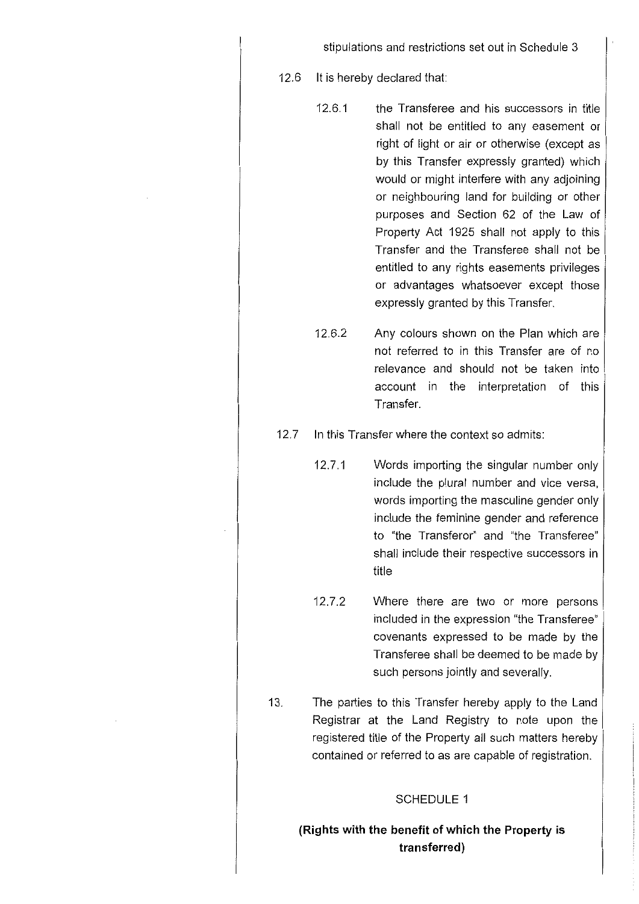stipulations and restrictions set out in Schedule 3

12.6 It is hereby declared that:

12.6.1 the Transferee and his successors in title shall not be entitled to any easement or right of light or air or otherwise (except as by this Transfer expressly granted) which would or might interfere with any adjoining or neighbouring land for building or other purposes and Section 62 of the Law of Property Act 1925 shall not apply to this Transfer and the Transferee shall not be entitled to any rights easements privileges or advantages whatsoever except those expressly granted by this Transfer.

12.6.2 Any colours shown on the Plan which are not referred to in this Transfer are of no relevance and should not be taken into account in the interpretation of this Transfer.

12.7 In this Transfer where the context so admits:

12.7.1 Words importing the singular number only include the plural number and vice versa, words importing the masculine gender only include the feminine gender and reference to "the Transferor" and "the Transferee" shall include their respective successors in title

12.7.2 Where there are two or more persons included in the expression "the Transferee" covenants expressed to be made by the Transferee shall be deemed to be made by such persons jointly and severally.

13. The parties to this Transfer hereby apply to the Land Registrar at the Land Registry to note upon the registered title of the Property all such matters hereby contained or referred to as are capable of registration.

SCHEDULE 1

**(Rights with the benefit of which the Property is transferred)**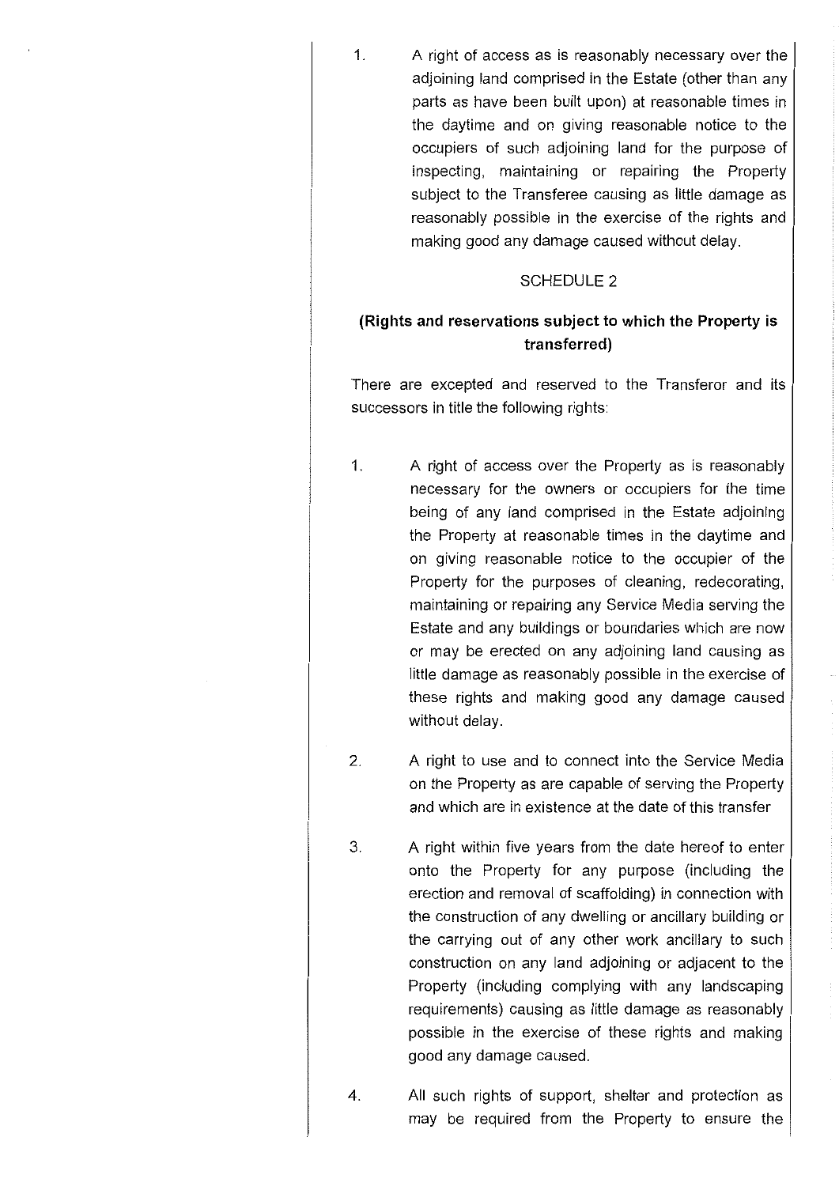1. A right of access as is reasonably necessary over the adjoining land comprised in the Estate (other than any parts as have been built upon) at reasonable times in the daytime and on giving reasonable notice to the occupiers of such adjoining land for the purpose of inspecting, maintaining or repairing the Property subject to the Transferee causing as little damage as reasonably possible in the exercise of the rights and making good any damage caused without delay.

## SCHEDULE 2

**(Rights and reservations subject to which the Property is transferred)**

There are excepted and reserved to the Transferor and its successors in title the following rights:

1. A right of access over the Property as is reasonably necessary for the owners or occupiers for the time being of any land comprised in the Estate adjoining the Property at reasonable times in the daytime and on giving reasonable notice to the occupier of the Property for the purposes of cleaning, redecorating, maintaining or repairing any Service Media serving the Estate and any buildings or boundaries which are now or may be erected on any adjoining land causing as little damage as reasonably possible in the exercise of these rights and making good any damage caused without delay.

2. A right to use and to connect into the Service Media on the Property as are capable of serving the Property and which are in existence at the date of this transfer

3. A right within five years from the date hereof to enter onto the Property for any purpose (including the erection and removal of scaffolding) in connection with the construction of any dwelling or ancillary building or the carrying out of any other work ancillary to such construction on any land adjoining or adjacent to the Property (including complying with any landscaping requirements) causing as little damage as reasonably possible in the exercise of these rights and making good any damage caused.

4. All such rights of support, shelter and protection as may be required from the Property to ensure the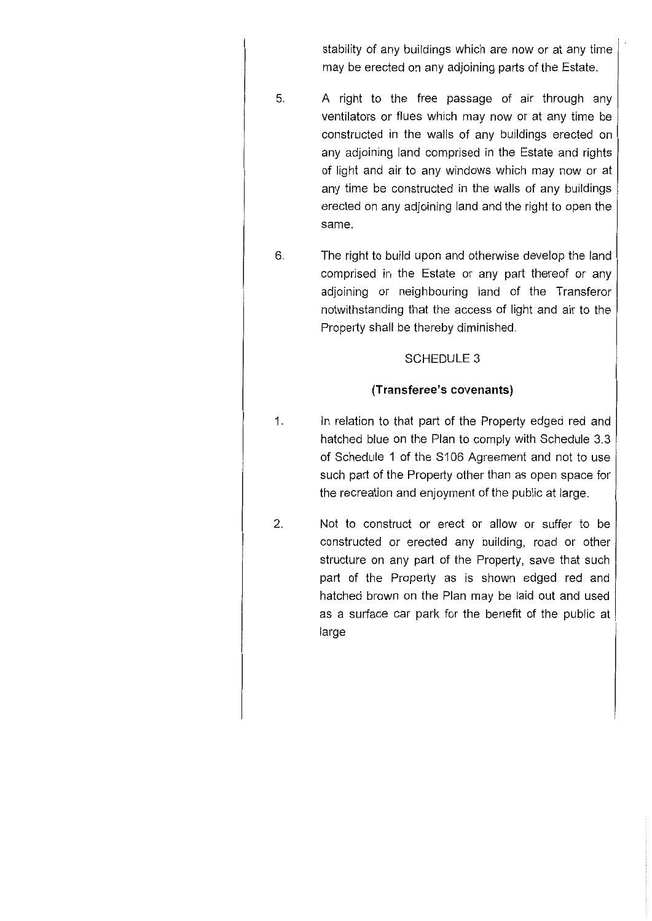stability of any buildings which are now or at any time may be erected on any adjoining parts of the Estate.

5. A right to the free passage of air through any ventilators or flues which may now or at any time be constructed in the walls of any buildings erected on any adjoining land comprised in the Estate and rights of light and air to any windows which may now or at any time be constructed in the walls of any buildings erected on any adjoining land and the right to open the same.

6. The right to build upon and otherwise develop the land comprised in the Estate or any part thereof or any adjoining or neighbouring land of the Transferor notwithstanding that the access of light and air to the Property shall be thereby diminished.

## SCHEDULE 3

### (Transferee's covenants)

1. In relation to that part of the Property edged red and hatched blue on the Plan to comply with Schedule 3.3 of Schedule 1 of the S106 Agreement and not to use such part of the Property other than as open space for the recreation and enjoyment of the public at large.

2. Not to construct or erect or allow or suffer to be constructed or erected any building, road or other structure on any part of the Property, save that such part of the Property as is shown edged red and hatched brown on the Plan may be laid out and used as a surface car park for the benefit of the public at large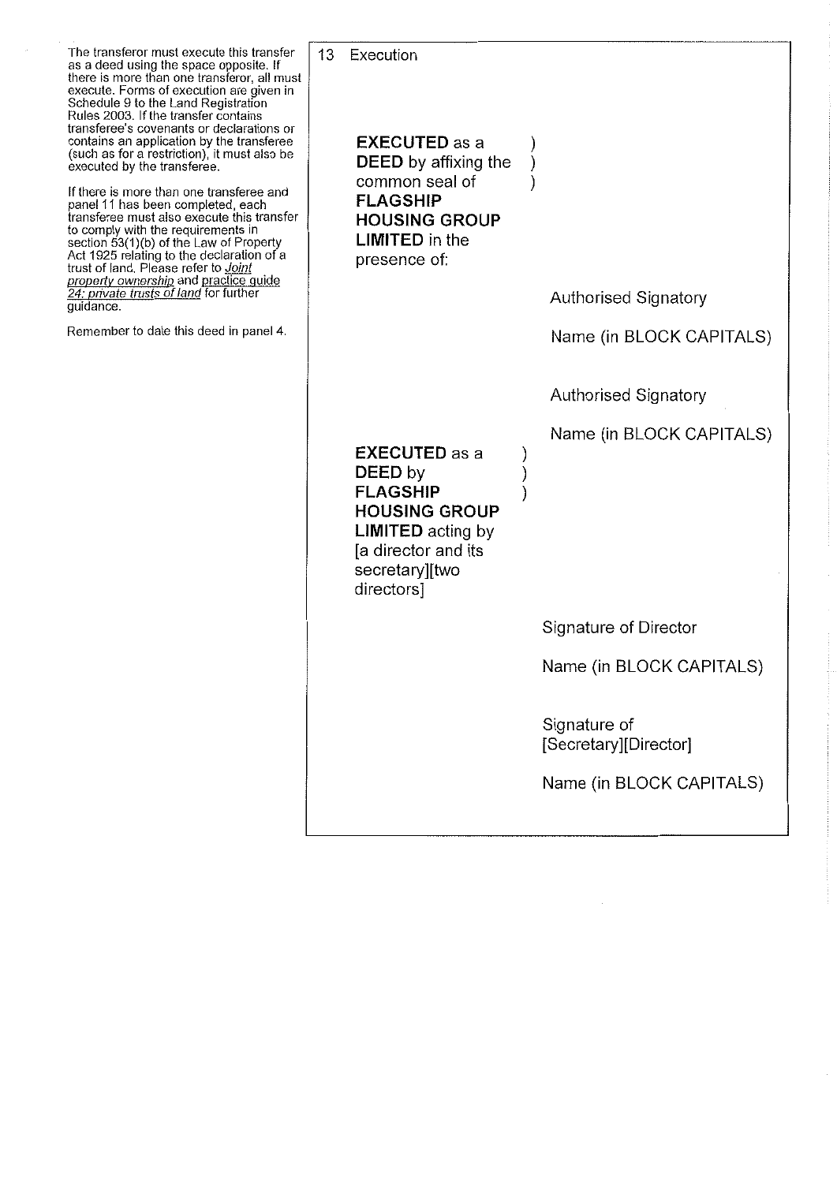The transferor must execute this transfer as a deed using the space opposite. If there is more than one transferor, all must execute. Forms of execution are given in Schedule 9 to the Land Registration Rules 2003. If the transfer contains transferee's covenants or declarations or contains an application by the transferee (such as for a restriction), it must also be executed by the transferee.

If there is more than one transferee and panel 11 has been completed, each transferee must also execute this transfer to comply with the requirements in section 53(1)(b) of the Law of Property Act 1925 relating to the declaration of a trust of land. Please refer to *Joint property ownership* and *practice guide 24: private trusts of land* for further guidance.

Remember to date this deed in panel 4.

## 13 Execution

**EXECUTED** as a **DEED** by affixing the common seal of **FLAGSHIP HOUSING GROUP LIMITED** in the presence of: )
)
)

Authorised Signatory

Name (in BLOCK CAPITALS)

Authorised Signatory

Name (in BLOCK CAPITALS)

**EXECUTED** as a **DEED** by **FLAGSHIP HOUSING GROUP LIMITED** acting by [a director and its secretary][two directors] )
)
)

Signature of Director

Name (in BLOCK CAPITALS)

Signature of [Secretary][Director]

Name (in BLOCK CAPITALS)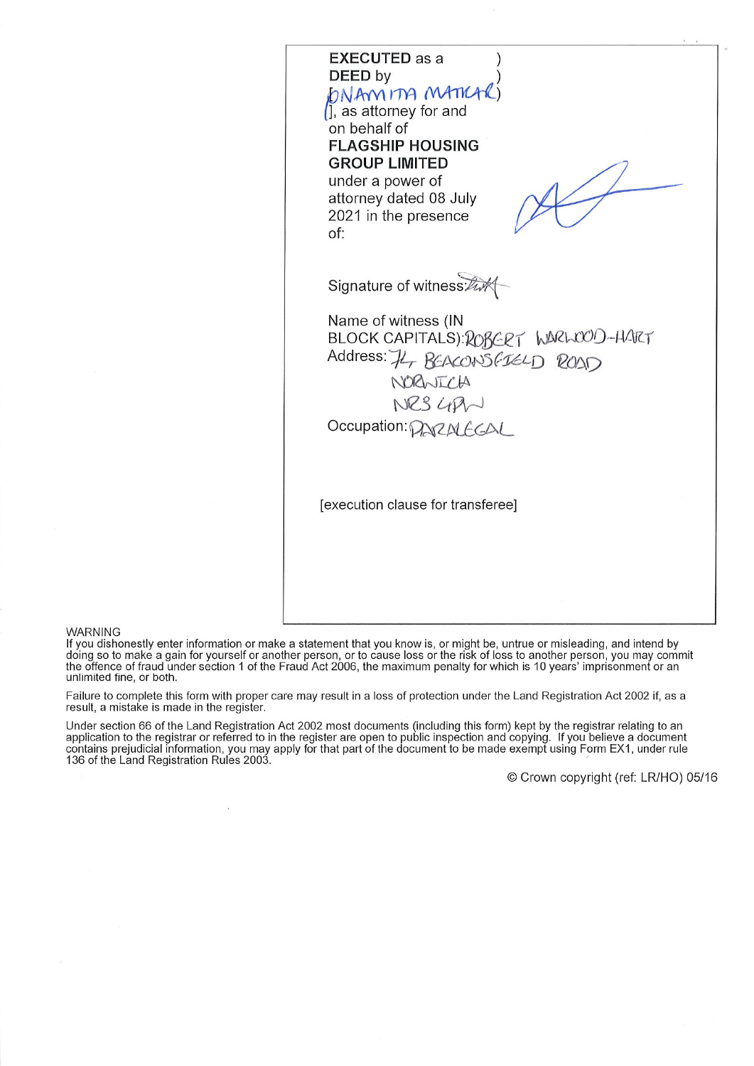**EXECUTED** as a **DEED** by [NAMITA MATKAR], as attorney for and on behalf of **FLAGSHIP HOUSING GROUP LIMITED** under a power of attorney dated 08 July 2021 in the presence of:

Signature of witness:

Name of witness (IN BLOCK CAPITALS): ROBERT WARWOOD-HART

Address: 74 BEACONSFIELD ROAD
NORWICH
NR3 4PW

Occupation: PARALEGAL

[execution clause for transferee]

WARNING

If you dishonestly enter information or make a statement that you know is, or might be, untrue or misleading, and intend by doing so to make a gain for yourself or another person, or to cause loss or the risk of loss to another person, you may commit the offence of fraud under section 1 of the Fraud Act 2006, the maximum penalty for which is 10 years' imprisonment or an unlimited fine, or both.

Failure to complete this form with proper care may result in a loss of protection under the Land Registration Act 2002 if, as a result, a mistake is made in the register.

Under section 66 of the Land Registration Act 2002 most documents (including this form) kept by the registrar relating to an application to the registrar or referred to in the register are open to public inspection and copying. If you believe a document contains prejudicial information, you may apply for that part of the document to be made exempt using Form EX1, under rule 136 of the Land Registration Rules 2003.

© Crown copyright (ref: LR/HO) 05/16